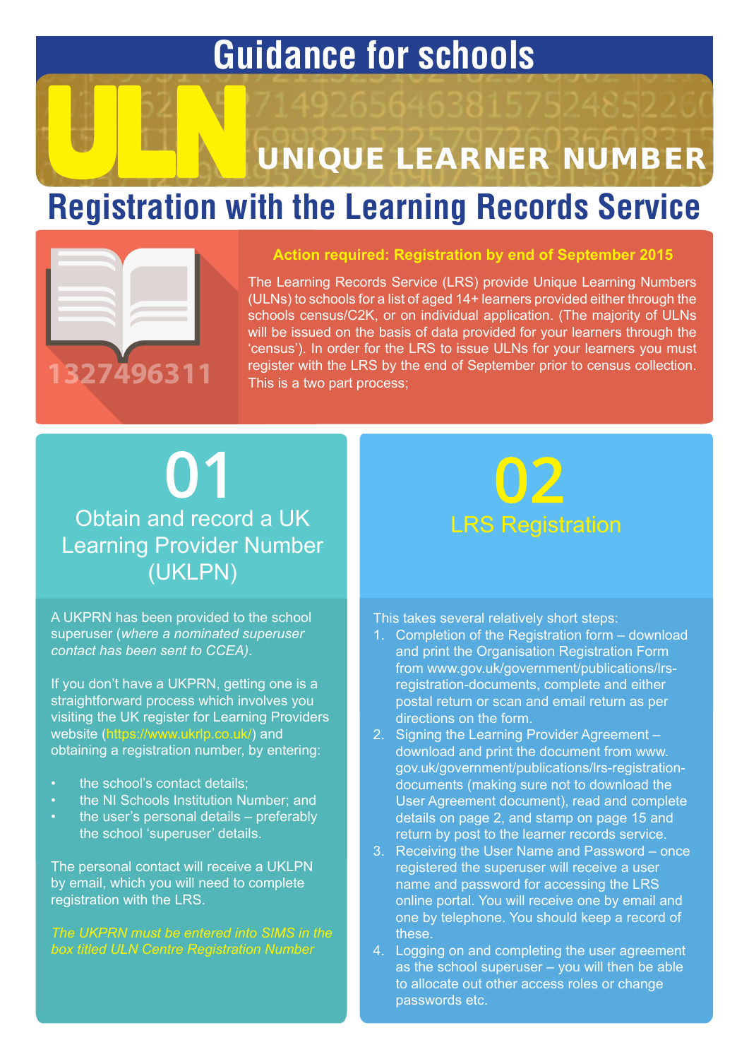# Guidance for schools

# ULN UNIQUE LEARNER NUMBER

## Registration with the Learning Records Service

1327496311

**Action required: Registration by end of September 2015**

The Learning Records Service (LRS) provide Unique Learning Numbers (ULNs) to schools for a list of aged 14+ learners provided either through the schools census/C2K, or on individual application. (The majority of ULNs will be issued on the basis of data provided for your learners through the 'census'). In order for the LRS to issue ULNs for your learners you must register with the LRS by the end of September prior to census collection. This is a two part process;

## 01

### Obtain and record a UK Learning Provider Number (UKLPN)

A UKPRN has been provided to the school superuser (*where a nominated superuser contact has been sent to CCEA)*.

If you don't have a UKPRN, getting one is a straightforward process which involves you visiting the UK register for Learning Providers website (https://www.ukrlp.co.uk/) and obtaining a registration number, by entering:

- the school's contact details;
- the NI Schools Institution Number; and
- the user's personal details – preferably the school 'superuser' details.

The personal contact will receive a UKLPN by email, which you will need to complete registration with the LRS.

*The UKPRN must be entered into SIMS in the box titled ULN Centre Registration Number*

## 02

### LRS Registration

This takes several relatively short steps:

1. Completion of the Registration form – download and print the Organisation Registration Form from www.gov.uk/government/publications/lrs-registration-documents, complete and either postal return or scan and email return as per directions on the form.
2. Signing the Learning Provider Agreement – download and print the document from www.gov.uk/government/publications/lrs-registration-documents (making sure not to download the User Agreement document), read and complete details on page 2, and stamp on page 15 and return by post to the learner records service.
3. Receiving the User Name and Password – once registered the superuser will receive a user name and password for accessing the LRS online portal. You will receive one by email and one by telephone. You should keep a record of these.
4. Logging on and completing the user agreement as the school superuser – you will then be able to allocate out other access roles or change passwords etc.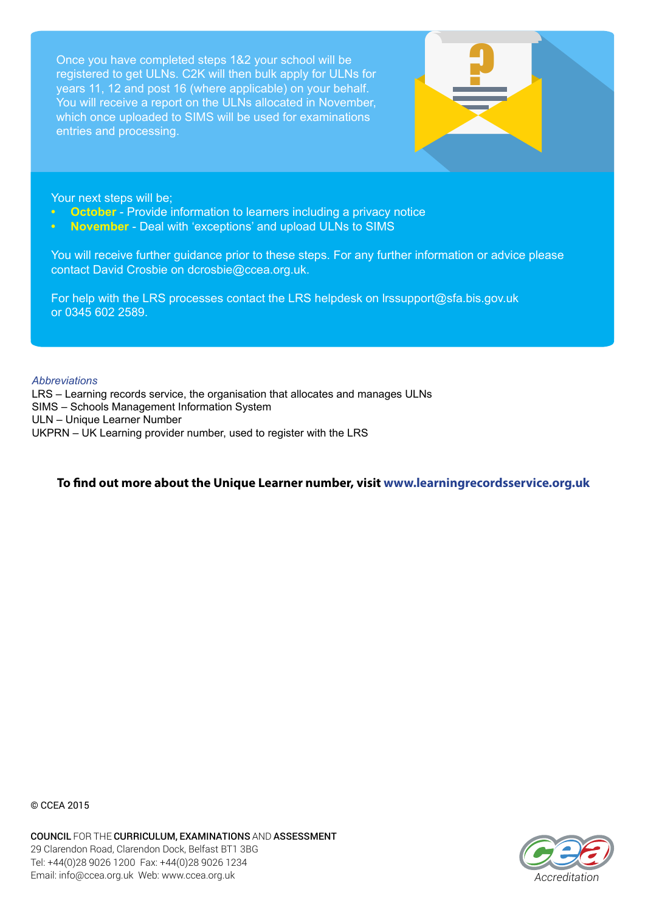Once you have completed steps 1&2 your school will be registered to get ULNs. C2K will then bulk apply for ULNs for years 11, 12 and post 16 (where applicable) on your behalf. You will receive a report on the ULNs allocated in November, which once uploaded to SIMS will be used for examinations entries and processing.

Your next steps will be;

- **October** - Provide information to learners including a privacy notice
- **November** - Deal with 'exceptions' and upload ULNs to SIMS

You will receive further guidance prior to these steps. For any further information or advice please contact David Crosbie on dcrosbie@ccea.org.uk.

For help with the LRS processes contact the LRS helpdesk on lrssupport@sfa.bis.gov.uk or 0345 602 2589.

*Abbreviations*

LRS – Learning records service, the organisation that allocates and manages ULNs
SIMS – Schools Management Information System
ULN – Unique Learner Number
UKPRN – UK Learning provider number, used to register with the LRS

**To find out more about the Unique Learner number, visit www.learningrecordsservice.org.uk**

© CCEA 2015

COUNCIL FOR THE CURRICULUM, EXAMINATIONS AND ASSESSMENT
29 Clarendon Road, Clarendon Dock, Belfast BT1 3BG
Tel: +44(0)28 9026 1200 Fax: +44(0)28 9026 1234
Email: info@ccea.org.uk Web: www.ccea.org.uk

Accreditation